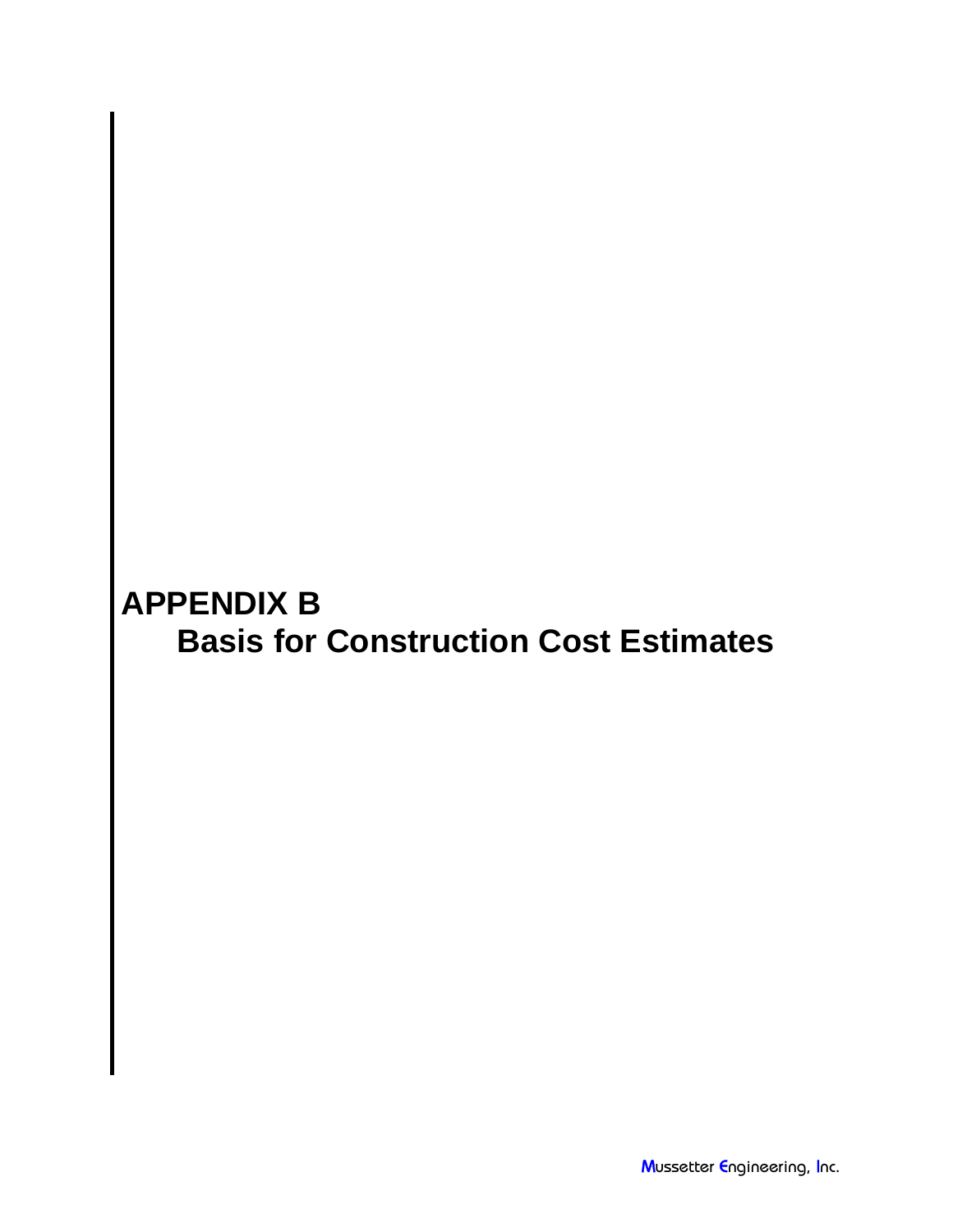# APPENDIX B

## Basis for Construction Cost Estimates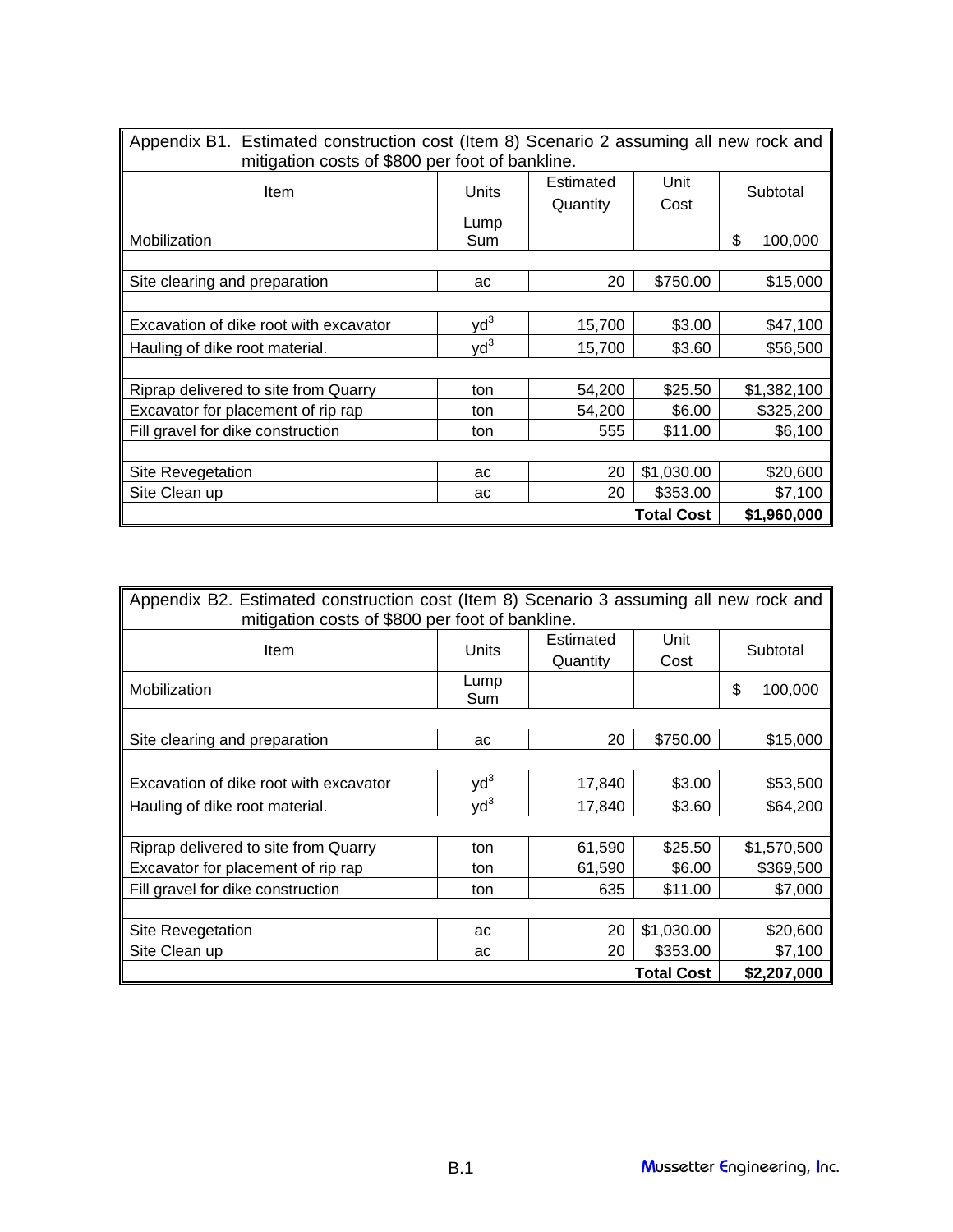| Appendix B1. Estimated construction cost (Item 8) Scenario 2 assuming all new rock and mitigation costs of $800 per foot of bankline. | | | | |
|---|---|---|---|---|
| Item | Units | Estimated Quantity | Unit Cost | Subtotal |
| Mobilization | Lump Sum | | | $ 100,000 |
| | | | | |
| Site clearing and preparation | ac | 20 | $750.00 | $15,000 |
| | | | | |
| Excavation of dike root with excavator | $yd^3$ | 15,700 | $3.00 | $47,100 |
| Hauling of dike root material. | $yd^3$ | 15,700 | $3.60 | $56,500 |
| | | | | |
| Riprap delivered to site from Quarry | ton | 54,200 | $25.50 | $1,382,100 |
| Excavator for placement of rip rap | ton | 54,200 | $6.00 | $325,200 |
| Fill gravel for dike construction | ton | 555 | $11.00 | $6,100 |
| | | | | |
| Site Revegetation | ac | 20 | $1,030.00 | $20,600 |
| Site Clean up | ac | 20 | $353.00 | $7,100 |
| | | | **Total Cost** | **$1,960,000** |

| Appendix B2. Estimated construction cost (Item 8) Scenario 3 assuming all new rock and mitigation costs of $800 per foot of bankline. | | | | |
|---|---|---|---|---|
| Item | Units | Estimated Quantity | Unit Cost | Subtotal |
| Mobilization | Lump Sum | | | $ 100,000 |
| | | | | |
| Site clearing and preparation | ac | 20 | $750.00 | $15,000 |
| | | | | |
| Excavation of dike root with excavator | $yd^3$ | 17,840 | $3.00 | $53,500 |
| Hauling of dike root material. | $yd^3$ | 17,840 | $3.60 | $64,200 |
| | | | | |
| Riprap delivered to site from Quarry | ton | 61,590 | $25.50 | $1,570,500 |
| Excavator for placement of rip rap | ton | 61,590 | $6.00 | $369,500 |
| Fill gravel for dike construction | ton | 635 | $11.00 | $7,000 |
| | | | | |
| Site Revegetation | ac | 20 | $1,030.00 | $20,600 |
| Site Clean up | ac | 20 | $353.00 | $7,100 |
| | | | **Total Cost** | **$2,207,000** |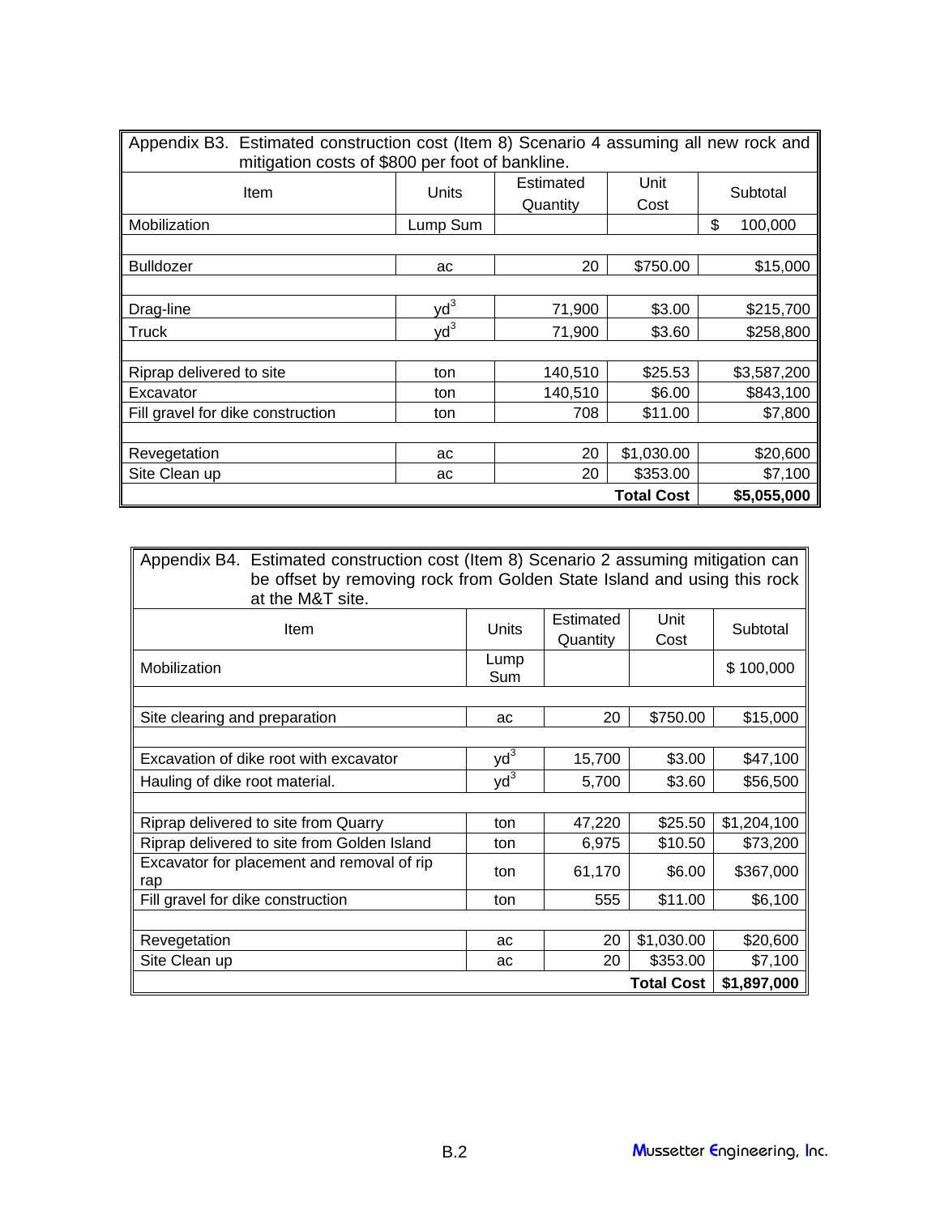Appendix B3. Estimated construction cost (Item 8) Scenario 4 assuming all new rock and mitigation costs of $800 per foot of bankline.

| Item | Units | Estimated Quantity | Unit Cost | Subtotal |
|---|---|---|---|---|
| Mobilization | Lump Sum | | | $ 100,000 |
| | | | | |
| Bulldozer | ac | 20 | $750.00 | $15,000 |
| | | | | |
| Drag-line | $yd^3$ | 71,900 | $3.00 | $215,700 |
| Truck | $yd^3$ | 71,900 | $3.60 | $258,800 |
| | | | | |
| Riprap delivered to site | ton | 140,510 | $25.53 | $3,587,200 |
| Excavator | ton | 140,510 | $6.00 | $843,100 |
| Fill gravel for dike construction | ton | 708 | $11.00 | $7,800 |
| | | | | |
| Revegetation | ac | 20 | $1,030.00 | $20,600 |
| Site Clean up | ac | 20 | $353.00 | $7,100 |
| | | | **Total Cost** | **$5,055,000** |

Appendix B4. Estimated construction cost (Item 8) Scenario 2 assuming mitigation can be offset by removing rock from Golden State Island and using this rock at the M&T site.

| Item | Units | Estimated Quantity | Unit Cost | Subtotal |
|---|---|---|---|---|
| Mobilization | Lump Sum | | | $ 100,000 |
| | | | | |
| Site clearing and preparation | ac | 20 | $750.00 | $15,000 |
| | | | | |
| Excavation of dike root with excavator | $yd^3$ | 15,700 | $3.00 | $47,100 |
| Hauling of dike root material. | $yd^3$ | 5,700 | $3.60 | $56,500 |
| | | | | |
| Riprap delivered to site from Quarry | ton | 47,220 | $25.50 | $1,204,100 |
| Riprap delivered to site from Golden Island | ton | 6,975 | $10.50 | $73,200 |
| Excavator for placement and removal of rip rap | ton | 61,170 | $6.00 | $367,000 |
| Fill gravel for dike construction | ton | 555 | $11.00 | $6,100 |
| | | | | |
| Revegetation | ac | 20 | $1,030.00 | $20,600 |
| Site Clean up | ac | 20 | $353.00 | $7,100 |
| | | | **Total Cost** | **$1,897,000** |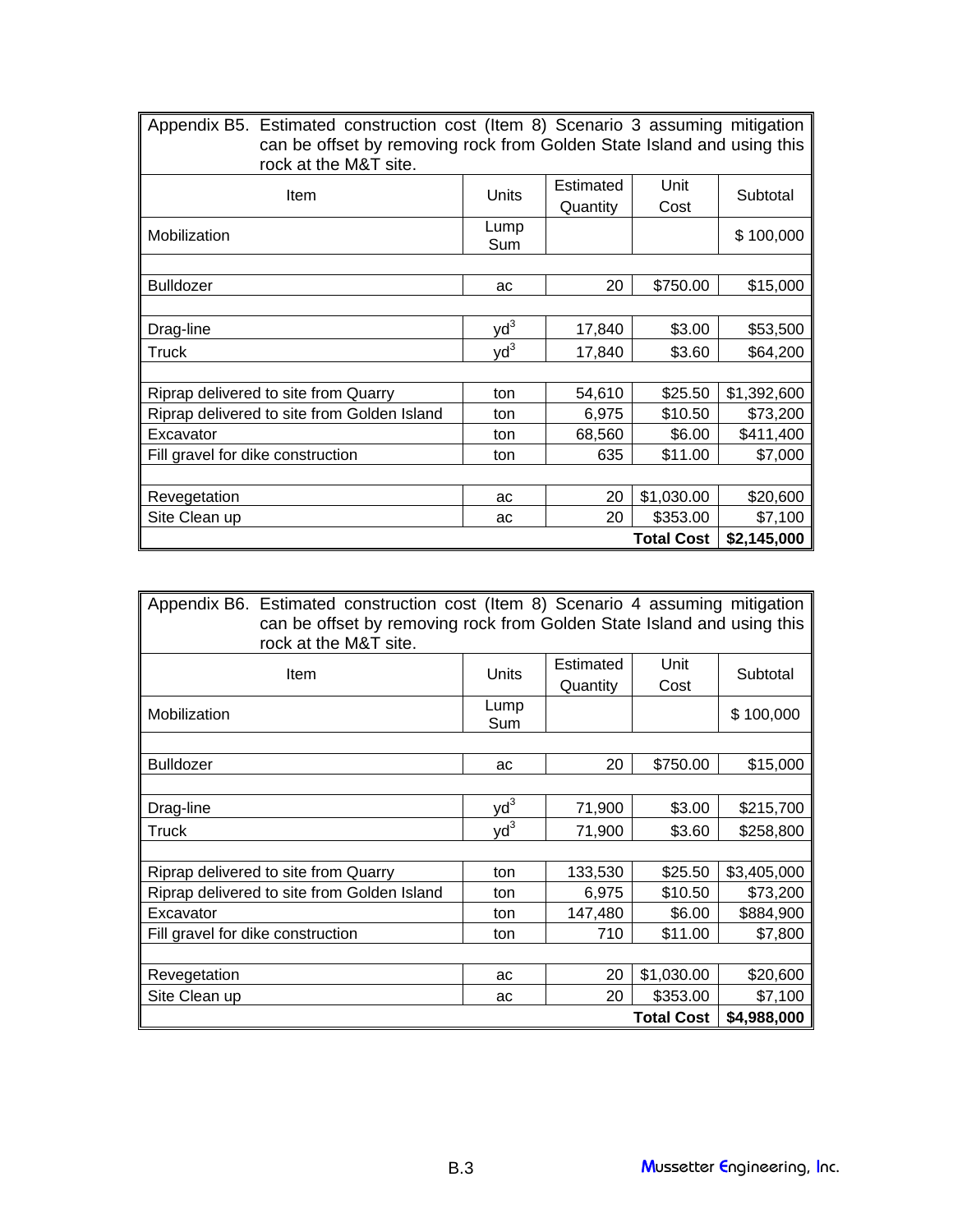| Appendix B5. Estimated construction cost (Item 8) Scenario 3 assuming mitigation can be offset by removing rock from Golden State Island and using this rock at the M&T site. | | | | |
|---|---|---|---|---|
| Item | Units | Estimated Quantity | Unit Cost | Subtotal |
| Mobilization | Lump Sum | | | $ 100,000 |
| | | | | |
| Bulldozer | ac | 20 | $750.00 | $15,000 |
| | | | | |
| Drag-line | $yd^3$ | 17,840 | $3.00 | $53,500 |
| Truck | $yd^3$ | 17,840 | $3.60 | $64,200 |
| | | | | |
| Riprap delivered to site from Quarry | ton | 54,610 | $25.50 | $1,392,600 |
| Riprap delivered to site from Golden Island | ton | 6,975 | $10.50 | $73,200 |
| Excavator | ton | 68,560 | $6.00 | $411,400 |
| Fill gravel for dike construction | ton | 635 | $11.00 | $7,000 |
| | | | | |
| Revegetation | ac | 20 | $1,030.00 | $20,600 |
| Site Clean up | ac | 20 | $353.00 | $7,100 |
| | | | **Total Cost** | **$2,145,000** |

| Appendix B6. Estimated construction cost (Item 8) Scenario 4 assuming mitigation can be offset by removing rock from Golden State Island and using this rock at the M&T site. | | | | |
|---|---|---|---|---|
| Item | Units | Estimated Quantity | Unit Cost | Subtotal |
| Mobilization | Lump Sum | | | $ 100,000 |
| | | | | |
| Bulldozer | ac | 20 | $750.00 | $15,000 |
| | | | | |
| Drag-line | $yd^3$ | 71,900 | $3.00 | $215,700 |
| Truck | $yd^3$ | 71,900 | $3.60 | $258,800 |
| | | | | |
| Riprap delivered to site from Quarry | ton | 133,530 | $25.50 | $3,405,000 |
| Riprap delivered to site from Golden Island | ton | 6,975 | $10.50 | $73,200 |
| Excavator | ton | 147,480 | $6.00 | $884,900 |
| Fill gravel for dike construction | ton | 710 | $11.00 | $7,800 |
| | | | | |
| Revegetation | ac | 20 | $1,030.00 | $20,600 |
| Site Clean up | ac | 20 | $353.00 | $7,100 |
| | | | **Total Cost** | **$4,988,000** |